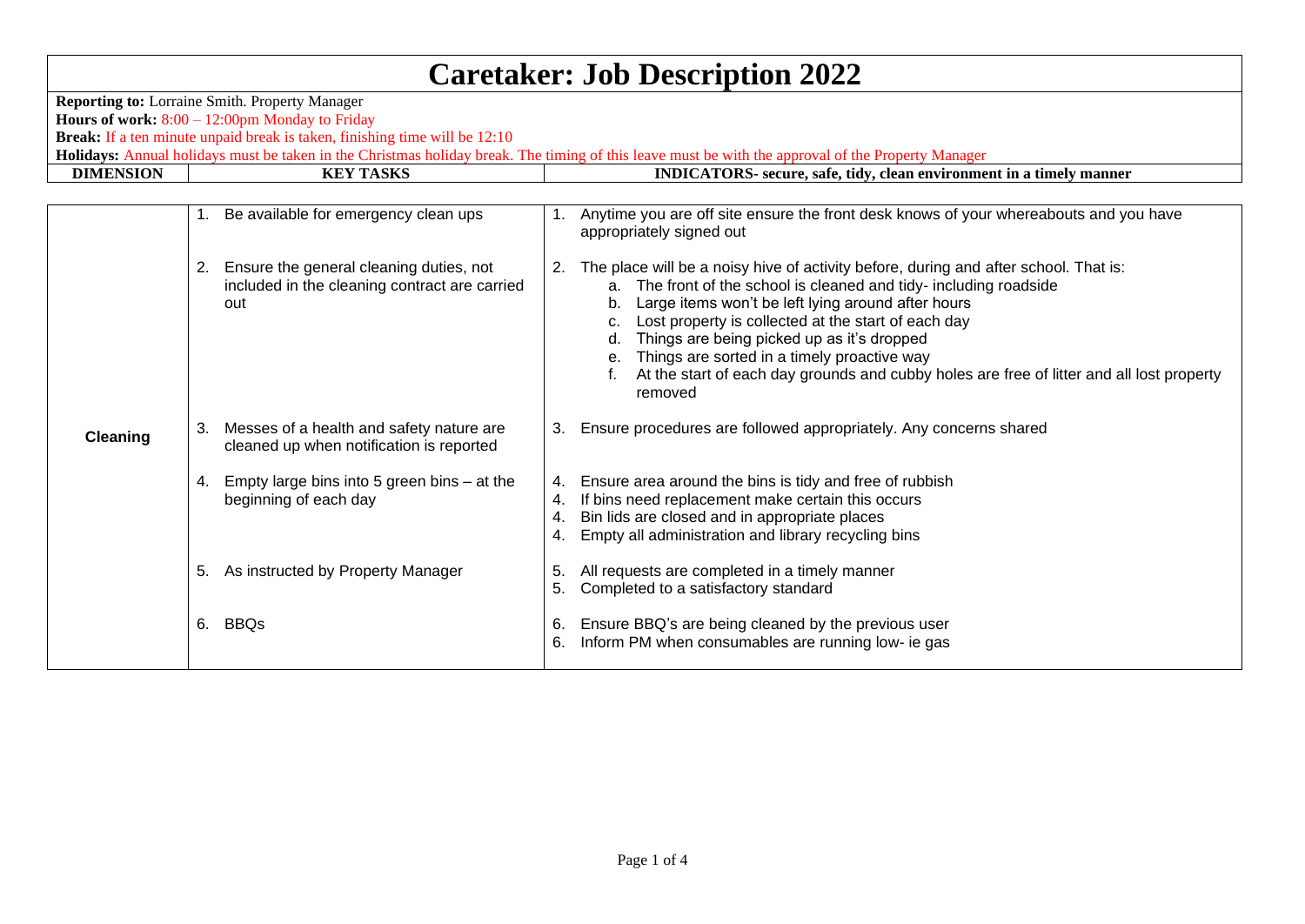# Caretaker: Job Description 2022

**Reporting to:** Lorraine Smith. Property Manager
**Hours of work:** 8:00 – 12:00pm Monday to Friday
**Break:** If a ten minute unpaid break is taken, finishing time will be 12:10
**Holidays:** Annual holidays must be taken in the Christmas holiday break. The timing of this leave must be with the approval of the Property Manager

| DIMENSION | KEY TASKS | INDICATORS- secure, safe, tidy, clean environment in a timely manner |
|---|---|---|
| Cleaning | 1. Be available for emergency clean ups | 1. Anytime you are off site ensure the front desk knows of your whereabouts and you have appropriately signed out |
| | 2. Ensure the general cleaning duties, not included in the cleaning contract are carried out | 2. The place will be a noisy hive of activity before, during and after school. That is:<br>a. The front of the school is cleaned and tidy- including roadside<br>b. Large items won't be left lying around after hours<br>c. Lost property is collected at the start of each day<br>d. Things are being picked up as it's dropped<br>e. Things are sorted in a timely proactive way<br>f. At the start of each day grounds and cubby holes are free of litter and all lost property removed |
| | 3. Messes of a health and safety nature are cleaned up when notification is reported | 3. Ensure procedures are followed appropriately. Any concerns shared |
| | 4. Empty large bins into 5 green bins – at the beginning of each day | 4. Ensure area around the bins is tidy and free of rubbish<br>4. If bins need replacement make certain this occurs<br>4. Bin lids are closed and in appropriate places<br>4. Empty all administration and library recycling bins |
| | 5. As instructed by Property Manager | 5. All requests are completed in a timely manner<br>5. Completed to a satisfactory standard |
| | 6. BBQs | 6. Ensure BBQ's are being cleaned by the previous user<br>6. Inform PM when consumables are running low- ie gas |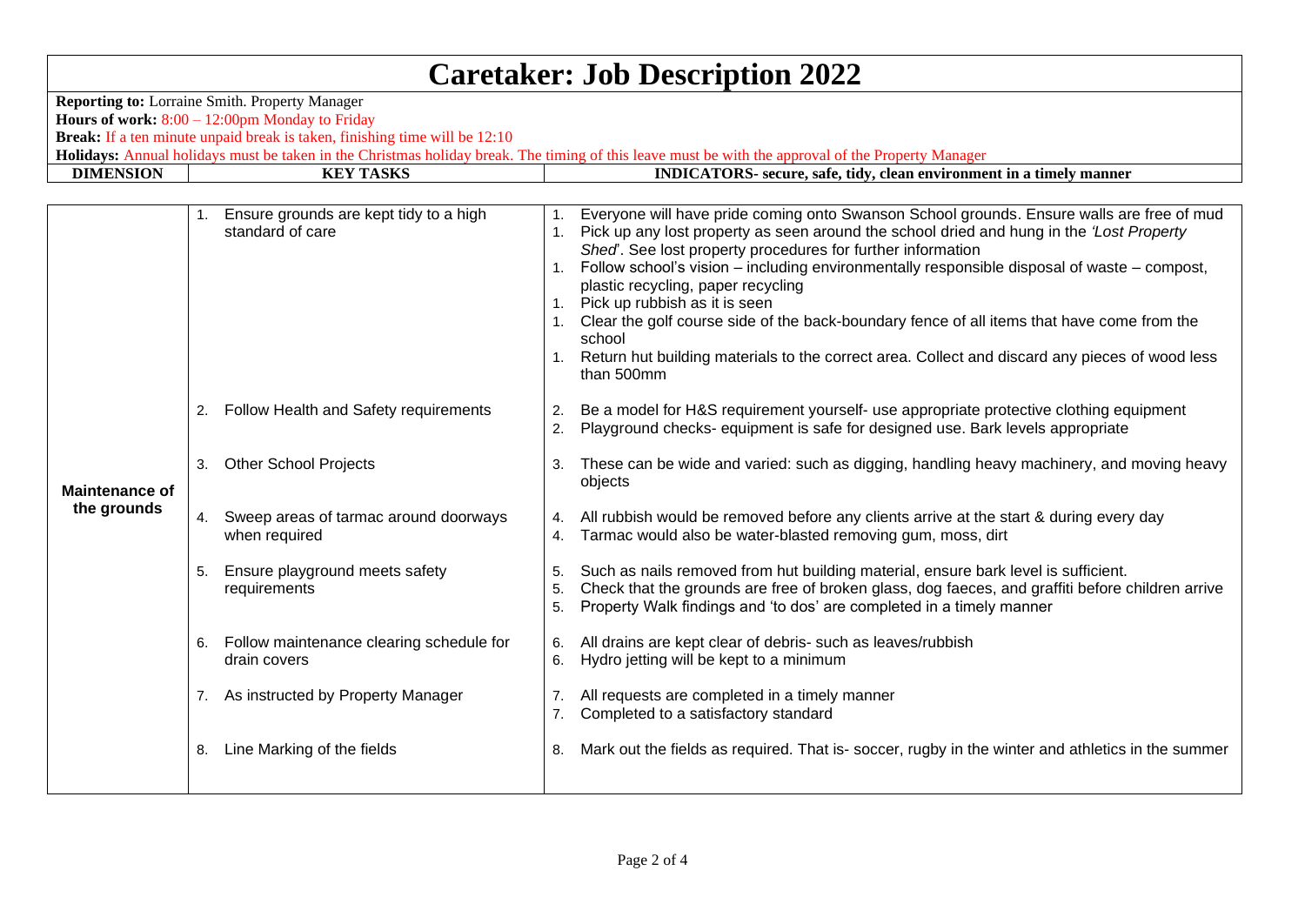# Caretaker: Job Description 2022

**Reporting to:** Lorraine Smith. Property Manager
**Hours of work:** 8:00 – 12:00pm Monday to Friday
**Break:** If a ten minute unpaid break is taken, finishing time will be 12:10
**Holidays:** Annual holidays must be taken in the Christmas holiday break. The timing of this leave must be with the approval of the Property Manager

| DIMENSION | KEY TASKS | INDICATORS- secure, safe, tidy, clean environment in a timely manner |
|---|---|---|
| Maintenance of the grounds | 1. Ensure grounds are kept tidy to a high standard of care | 1. Everyone will have pride coming onto Swanson School grounds. Ensure walls are free of mud<br>1. Pick up any lost property as seen around the school dried and hung in the *'Lost Property Shed*'. See lost property procedures for further information<br>1. Follow school's vision – including environmentally responsible disposal of waste – compost, plastic recycling, paper recycling<br>1. Pick up rubbish as it is seen<br>1. Clear the golf course side of the back-boundary fence of all items that have come from the school<br>1. Return hut building materials to the correct area. Collect and discard any pieces of wood less than 500mm |
| | 2. Follow Health and Safety requirements | 2. Be a model for H&S requirement yourself- use appropriate protective clothing equipment<br>2. Playground checks- equipment is safe for designed use. Bark levels appropriate |
| | 3. Other School Projects | 3. These can be wide and varied: such as digging, handling heavy machinery, and moving heavy objects |
| | 4. Sweep areas of tarmac around doorways when required | 4. All rubbish would be removed before any clients arrive at the start & during every day<br>4. Tarmac would also be water-blasted removing gum, moss, dirt |
| | 5. Ensure playground meets safety requirements | 5. Such as nails removed from hut building material, ensure bark level is sufficient.<br>5. Check that the grounds are free of broken glass, dog faeces, and graffiti before children arrive<br>5. Property Walk findings and 'to dos' are completed in a timely manner |
| | 6. Follow maintenance clearing schedule for drain covers | 6. All drains are kept clear of debris- such as leaves/rubbish<br>6. Hydro jetting will be kept to a minimum |
| | 7. As instructed by Property Manager | 7. All requests are completed in a timely manner<br>7. Completed to a satisfactory standard |
| | 8. Line Marking of the fields | 8. Mark out the fields as required. That is- soccer, rugby in the winter and athletics in the summer |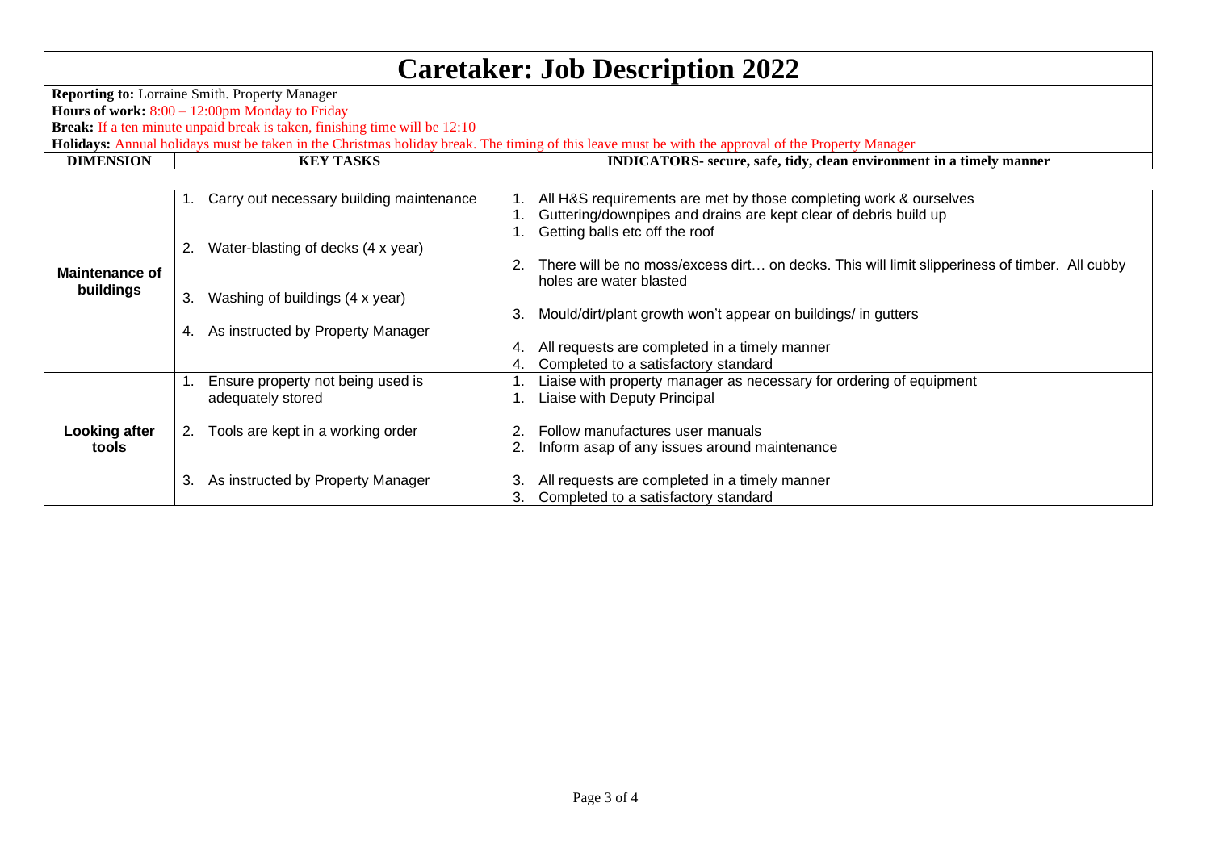# Caretaker: Job Description 2022

**Reporting to:** Lorraine Smith. Property Manager
**Hours of work:** 8:00 – 12:00pm Monday to Friday
**Break:** If a ten minute unpaid break is taken, finishing time will be 12:10
**Holidays:** Annual holidays must be taken in the Christmas holiday break. The timing of this leave must be with the approval of the Property Manager

| DIMENSION | KEY TASKS | INDICATORS- secure, safe, tidy, clean environment in a timely manner |
|---|---|---|
| **Maintenance of buildings** | 1. Carry out necessary building maintenance | 1. All H&S requirements are met by those completing work & ourselves<br>1. Guttering/downpipes and drains are kept clear of debris build up<br>1. Getting balls etc off the roof |
| | 2. Water-blasting of decks (4 x year) | 2. There will be no moss/excess dirt… on decks. This will limit slipperiness of timber. All cubby holes are water blasted |
| | 3. Washing of buildings (4 x year) | 3. Mould/dirt/plant growth won't appear on buildings/ in gutters |
| | 4. As instructed by Property Manager | 4. All requests are completed in a timely manner<br>4. Completed to a satisfactory standard |
| **Looking after tools** | 1. Ensure property not being used is adequately stored | 1. Liaise with property manager as necessary for ordering of equipment<br>1. Liaise with Deputy Principal |
| | 2. Tools are kept in a working order | 2. Follow manufactures user manuals<br>2. Inform asap of any issues around maintenance |
| | 3. As instructed by Property Manager | 3. All requests are completed in a timely manner<br>3. Completed to a satisfactory standard |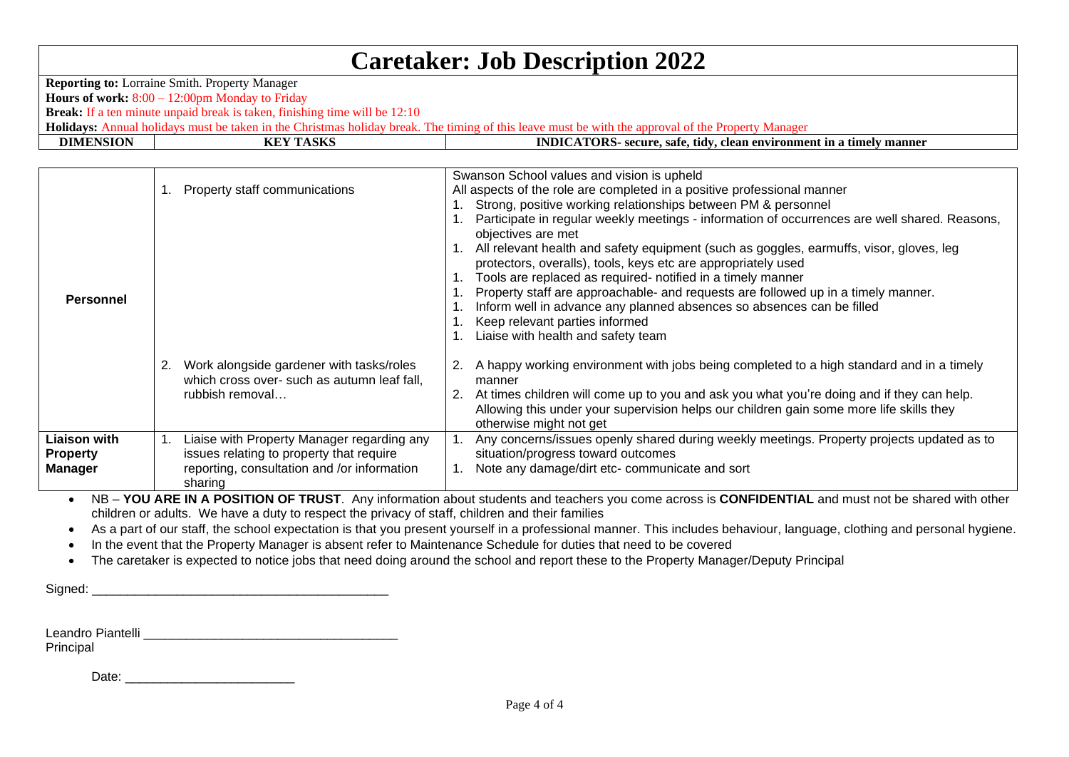# Caretaker: Job Description 2022

**Reporting to:** Lorraine Smith. Property Manager
**Hours of work:** 8:00 – 12:00pm Monday to Friday
**Break:** If a ten minute unpaid break is taken, finishing time will be 12:10
**Holidays:** Annual holidays must be taken in the Christmas holiday break. The timing of this leave must be with the approval of the Property Manager

| DIMENSION | KEY TASKS | INDICATORS- secure, safe, tidy, clean environment in a timely manner |
|---|---|---|
| **Personnel** | 1. Property staff communications | Swanson School values and vision is upheld<br>All aspects of the role are completed in a positive professional manner<br>1. Strong, positive working relationships between PM & personnel<br>1. Participate in regular weekly meetings - information of occurrences are well shared. Reasons, objectives are met<br>1. All relevant health and safety equipment (such as goggles, earmuffs, visor, gloves, leg protectors, overalls), tools, keys etc are appropriately used<br>1. Tools are replaced as required- notified in a timely manner<br>1. Property staff are approachable- and requests are followed up in a timely manner.<br>1. Inform well in advance any planned absences so absences can be filled<br>1. Keep relevant parties informed<br>1. Liaise with health and safety team |
| | 2. Work alongside gardener with tasks/roles which cross over- such as autumn leaf fall, rubbish removal… | 2. A happy working environment with jobs being completed to a high standard and in a timely manner<br>2. At times children will come up to you and ask you what you're doing and if they can help. Allowing this under your supervision helps our children gain some more life skills they otherwise might not get |
| **Liaison with Property Manager** | 1. Liaise with Property Manager regarding any issues relating to property that require reporting, consultation and /or information sharing | 1. Any concerns/issues openly shared during weekly meetings. Property projects updated as to situation/progress toward outcomes<br>1. Note any damage/dirt etc- communicate and sort |

- NB – **YOU ARE IN A POSITION OF TRUST**. Any information about students and teachers you come across is **CONFIDENTIAL** and must not be shared with other children or adults. We have a duty to respect the privacy of staff, children and their families
- As a part of our staff, the school expectation is that you present yourself in a professional manner. This includes behaviour, language, clothing and personal hygiene.
- In the event that the Property Manager is absent refer to Maintenance Schedule for duties that need to be covered
- The caretaker is expected to notice jobs that need doing around the school and report these to the Property Manager/Deputy Principal

Signed: ___________________________________________

Leandro Piantelli ____________________________________
Principal

Date: ________________________